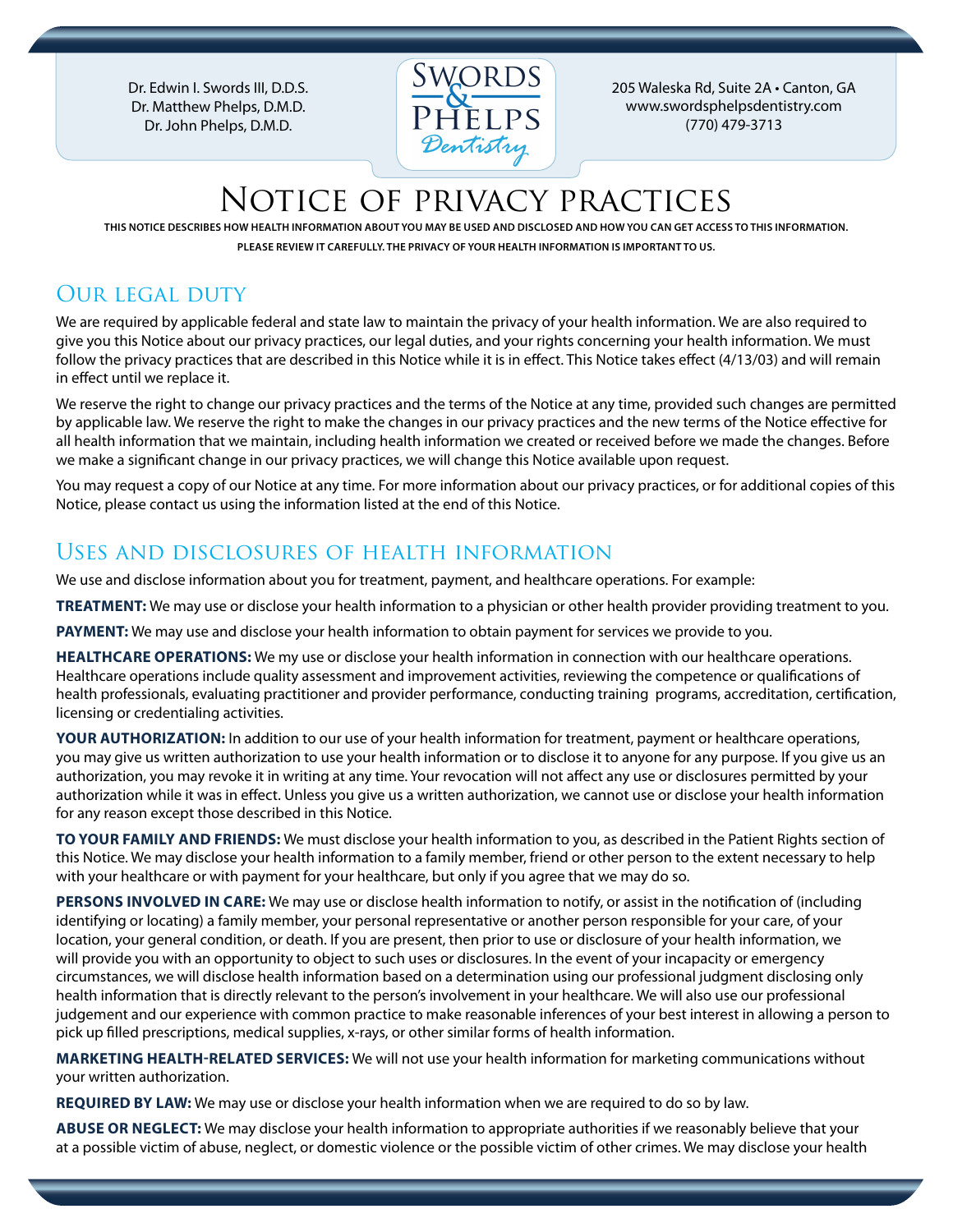Dr. Edwin I. Swords III, D.D.S.
Dr. Matthew Phelps, D.M.D.
Dr. John Phelps, D.M.D.

SWORDS & PHELPS Dentistry

205 Waleska Rd, Suite 2A • Canton, GA
www.swordsphelpsdentistry.com
(770) 479-3713

# Notice of privacy practices

**THIS NOTICE DESCRIBES HOW HEALTH INFORMATION ABOUT YOU MAY BE USED AND DISCLOSED AND HOW YOU CAN GET ACCESS TO THIS INFORMATION. PLEASE REVIEW IT CAREFULLY. THE PRIVACY OF YOUR HEALTH INFORMATION IS IMPORTANT TO US.**

## Our legal duty

We are required by applicable federal and state law to maintain the privacy of your health information. We are also required to give you this Notice about our privacy practices, our legal duties, and your rights concerning your health information. We must follow the privacy practices that are described in this Notice while it is in effect. This Notice takes effect (4/13/03) and will remain in effect until we replace it.

We reserve the right to change our privacy practices and the terms of the Notice at any time, provided such changes are permitted by applicable law. We reserve the right to make the changes in our privacy practices and the new terms of the Notice effective for all health information that we maintain, including health information we created or received before we made the changes. Before we make a significant change in our privacy practices, we will change this Notice available upon request.

You may request a copy of our Notice at any time. For more information about our privacy practices, or for additional copies of this Notice, please contact us using the information listed at the end of this Notice.

## Uses and disclosures of health information

We use and disclose information about you for treatment, payment, and healthcare operations. For example:

**TREATMENT:** We may use or disclose your health information to a physician or other health provider providing treatment to you.

**PAYMENT:** We may use and disclose your health information to obtain payment for services we provide to you.

**HEALTHCARE OPERATIONS:** We my use or disclose your health information in connection with our healthcare operations. Healthcare operations include quality assessment and improvement activities, reviewing the competence or qualifications of health professionals, evaluating practitioner and provider performance, conducting training programs, accreditation, certification, licensing or credentialing activities.

**YOUR AUTHORIZATION:** In addition to our use of your health information for treatment, payment or healthcare operations, you may give us written authorization to use your health information or to disclose it to anyone for any purpose. If you give us an authorization, you may revoke it in writing at any time. Your revocation will not affect any use or disclosures permitted by your authorization while it was in effect. Unless you give us a written authorization, we cannot use or disclose your health information for any reason except those described in this Notice.

**TO YOUR FAMILY AND FRIENDS:** We must disclose your health information to you, as described in the Patient Rights section of this Notice. We may disclose your health information to a family member, friend or other person to the extent necessary to help with your healthcare or with payment for your healthcare, but only if you agree that we may do so.

**PERSONS INVOLVED IN CARE:** We may use or disclose health information to notify, or assist in the notification of (including identifying or locating) a family member, your personal representative or another person responsible for your care, of your location, your general condition, or death. If you are present, then prior to use or disclosure of your health information, we will provide you with an opportunity to object to such uses or disclosures. In the event of your incapacity or emergency circumstances, we will disclose health information based on a determination using our professional judgment disclosing only health information that is directly relevant to the person's involvement in your healthcare. We will also use our professional judgement and our experience with common practice to make reasonable inferences of your best interest in allowing a person to pick up filled prescriptions, medical supplies, x-rays, or other similar forms of health information.

**MARKETING HEALTH-RELATED SERVICES:** We will not use your health information for marketing communications without your written authorization.

**REQUIRED BY LAW:** We may use or disclose your health information when we are required to do so by law.

**ABUSE OR NEGLECT:** We may disclose your health information to appropriate authorities if we reasonably believe that your at a possible victim of abuse, neglect, or domestic violence or the possible victim of other crimes. We may disclose your health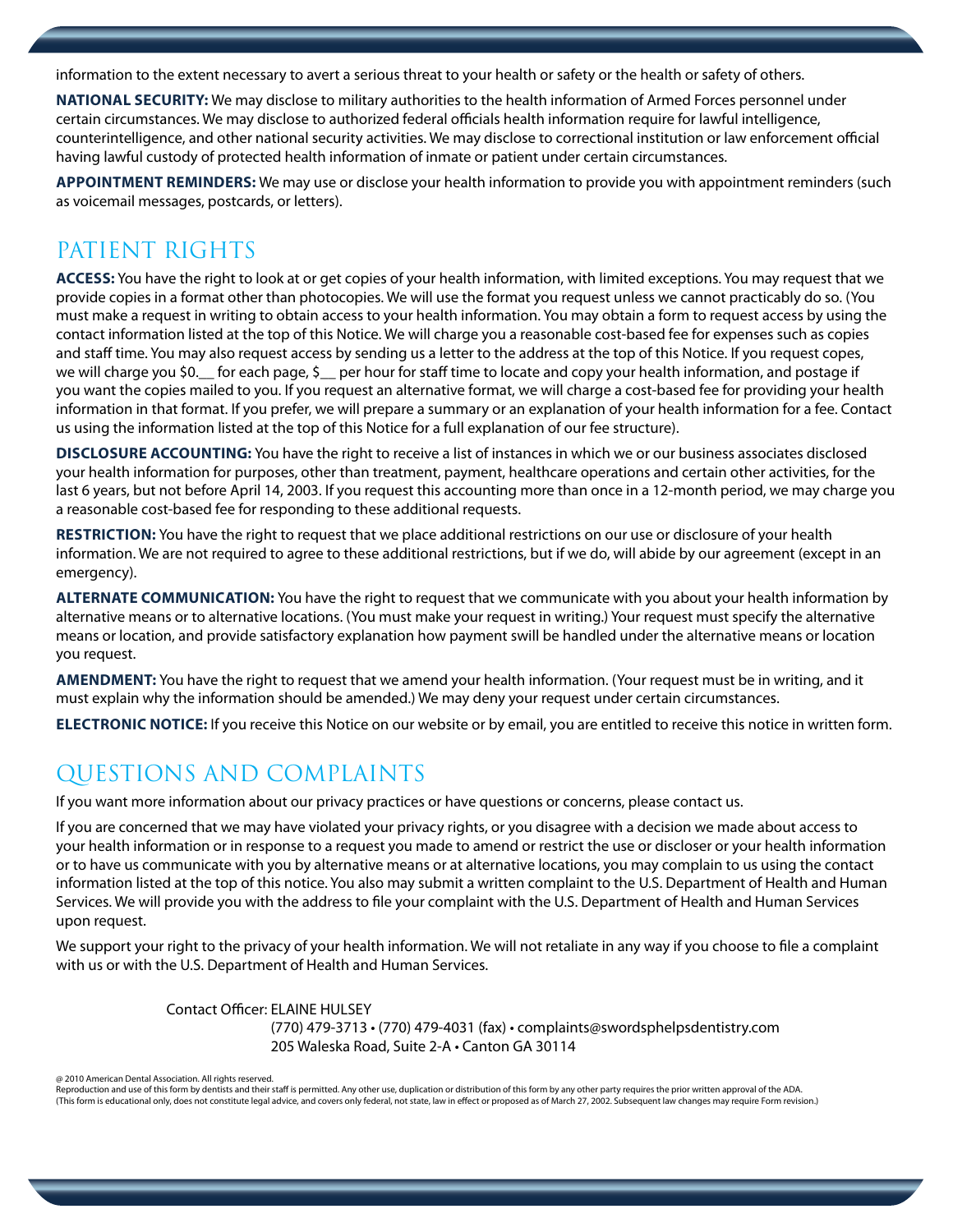information to the extent necessary to avert a serious threat to your health or safety or the health or safety of others.

**NATIONAL SECURITY:** We may disclose to military authorities to the health information of Armed Forces personnel under certain circumstances. We may disclose to authorized federal officials health information require for lawful intelligence, counterintelligence, and other national security activities. We may disclose to correctional institution or law enforcement official having lawful custody of protected health information of inmate or patient under certain circumstances.

**APPOINTMENT REMINDERS:** We may use or disclose your health information to provide you with appointment reminders (such as voicemail messages, postcards, or letters).

## PATIENT RIGHTS

**ACCESS:** You have the right to look at or get copies of your health information, with limited exceptions. You may request that we provide copies in a format other than photocopies. We will use the format you request unless we cannot practicably do so. (You must make a request in writing to obtain access to your health information. You may obtain a form to request access by using the contact information listed at the top of this Notice. We will charge you a reasonable cost-based fee for expenses such as copies and staff time. You may also request access by sending us a letter to the address at the top of this Notice. If you request copes, we will charge you $0.__ for each page, $__ per hour for staff time to locate and copy your health information, and postage if you want the copies mailed to you. If you request an alternative format, we will charge a cost-based fee for providing your health information in that format. If you prefer, we will prepare a summary or an explanation of your health information for a fee. Contact us using the information listed at the top of this Notice for a full explanation of our fee structure).

**DISCLOSURE ACCOUNTING:** You have the right to receive a list of instances in which we or our business associates disclosed your health information for purposes, other than treatment, payment, healthcare operations and certain other activities, for the last 6 years, but not before April 14, 2003. If you request this accounting more than once in a 12-month period, we may charge you a reasonable cost-based fee for responding to these additional requests.

**RESTRICTION:** You have the right to request that we place additional restrictions on our use or disclosure of your health information. We are not required to agree to these additional restrictions, but if we do, will abide by our agreement (except in an emergency).

**ALTERNATE COMMUNICATION:** You have the right to request that we communicate with you about your health information by alternative means or to alternative locations. (You must make your request in writing.) Your request must specify the alternative means or location, and provide satisfactory explanation how payment swill be handled under the alternative means or location you request.

**AMENDMENT:** You have the right to request that we amend your health information. (Your request must be in writing, and it must explain why the information should be amended.) We may deny your request under certain circumstances.

**ELECTRONIC NOTICE:** If you receive this Notice on our website or by email, you are entitled to receive this notice in written form.

## QUESTIONS AND COMPLAINTS

If you want more information about our privacy practices or have questions or concerns, please contact us.

If you are concerned that we may have violated your privacy rights, or you disagree with a decision we made about access to your health information or in response to a request you made to amend or restrict the use or discloser or your health information or to have us communicate with you by alternative means or at alternative locations, you may complain to us using the contact information listed at the top of this notice. You also may submit a written complaint to the U.S. Department of Health and Human Services. We will provide you with the address to file your complaint with the U.S. Department of Health and Human Services upon request.

We support your right to the privacy of your health information. We will not retaliate in any way if you choose to file a complaint with us or with the U.S. Department of Health and Human Services.

Contact Officer: ELAINE HULSEY
(770) 479-3713 • (770) 479-4031 (fax) • complaints@swordsphelpsdentistry.com
205 Waleska Road, Suite 2-A • Canton GA 30114

@ 2010 American Dental Association. All rights reserved.
Reproduction and use of this form by dentists and their staff is permitted. Any other use, duplication or distribution of this form by any other party requires the prior written approval of the ADA.
(This form is educational only, does not constitute legal advice, and covers only federal, not state, law in effect or proposed as of March 27, 2002. Subsequent law changes may require Form revision.)